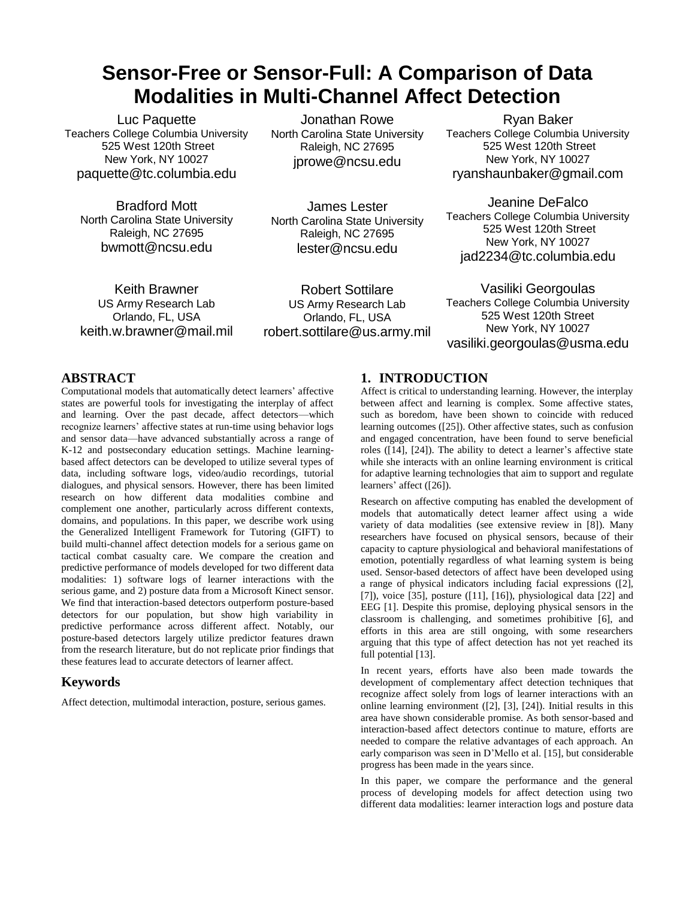# Sensor-Free or Sensor-Full: A Comparison of Data Modalities in Multi-Channel Affect Detection

Luc Paquette
Teachers College Columbia University
525 West 120th Street
New York, NY 10027
paquette@tc.columbia.edu

Jonathan Rowe
North Carolina State University
Raleigh, NC 27695
jprowe@ncsu.edu

Ryan Baker
Teachers College Columbia University
525 West 120th Street
New York, NY 10027
ryanshaunbaker@gmail.com

Bradford Mott
North Carolina State University
Raleigh, NC 27695
bwmott@ncsu.edu

James Lester
North Carolina State University
Raleigh, NC 27695
lester@ncsu.edu

Jeanine DeFalco
Teachers College Columbia University
525 West 120th Street
New York, NY 10027
jad2234@tc.columbia.edu

Keith Brawner
US Army Research Lab
Orlando, FL, USA
keith.w.brawner@mail.mil

Robert Sottilare
US Army Research Lab
Orlando, FL, USA
robert.sottilare@us.army.mil

Vasiliki Georgoulas
Teachers College Columbia University
525 West 120th Street
New York, NY 10027
vasiliki.georgoulas@usma.edu

## ABSTRACT

Computational models that automatically detect learners' affective states are powerful tools for investigating the interplay of affect and learning. Over the past decade, affect detectors—which recognize learners' affective states at run-time using behavior logs and sensor data—have advanced substantially across a range of K-12 and postsecondary education settings. Machine learning-based affect detectors can be developed to utilize several types of data, including software logs, video/audio recordings, tutorial dialogues, and physical sensors. However, there has been limited research on how different data modalities combine and complement one another, particularly across different contexts, domains, and populations. In this paper, we describe work using the Generalized Intelligent Framework for Tutoring (GIFT) to build multi-channel affect detection models for a serious game on tactical combat casualty care. We compare the creation and predictive performance of models developed for two different data modalities: 1) software logs of learner interactions with the serious game, and 2) posture data from a Microsoft Kinect sensor. We find that interaction-based detectors outperform posture-based detectors for our population, but show high variability in predictive performance across different affect. Notably, our posture-based detectors largely utilize predictor features drawn from the research literature, but do not replicate prior findings that these features lead to accurate detectors of learner affect.

## Keywords

Affect detection, multimodal interaction, posture, serious games.

## 1. INTRODUCTION

Affect is critical to understanding learning. However, the interplay between affect and learning is complex. Some affective states, such as boredom, have been shown to coincide with reduced learning outcomes ([25]). Other affective states, such as confusion and engaged concentration, have been found to serve beneficial roles ([14], [24]). The ability to detect a learner's affective state while she interacts with an online learning environment is critical for adaptive learning technologies that aim to support and regulate learners' affect ([26]).

Research on affective computing has enabled the development of models that automatically detect learner affect using a wide variety of data modalities (see extensive review in [8]). Many researchers have focused on physical sensors, because of their capacity to capture physiological and behavioral manifestations of emotion, potentially regardless of what learning system is being used. Sensor-based detectors of affect have been developed using a range of physical indicators including facial expressions ([2], [7]), voice [35], posture ([11], [16]), physiological data [22] and EEG [1]. Despite this promise, deploying physical sensors in the classroom is challenging, and sometimes prohibitive [6], and efforts in this area are still ongoing, with some researchers arguing that this type of affect detection has not yet reached its full potential [13].

In recent years, efforts have also been made towards the development of complementary affect detection techniques that recognize affect solely from logs of learner interactions with an online learning environment ([2], [3], [24]). Initial results in this area have shown considerable promise. As both sensor-based and interaction-based affect detectors continue to mature, efforts are needed to compare the relative advantages of each approach. An early comparison was seen in D'Mello et al. [15], but considerable progress has been made in the years since.

In this paper, we compare the performance and the general process of developing models for affect detection using two different data modalities: learner interaction logs and posture data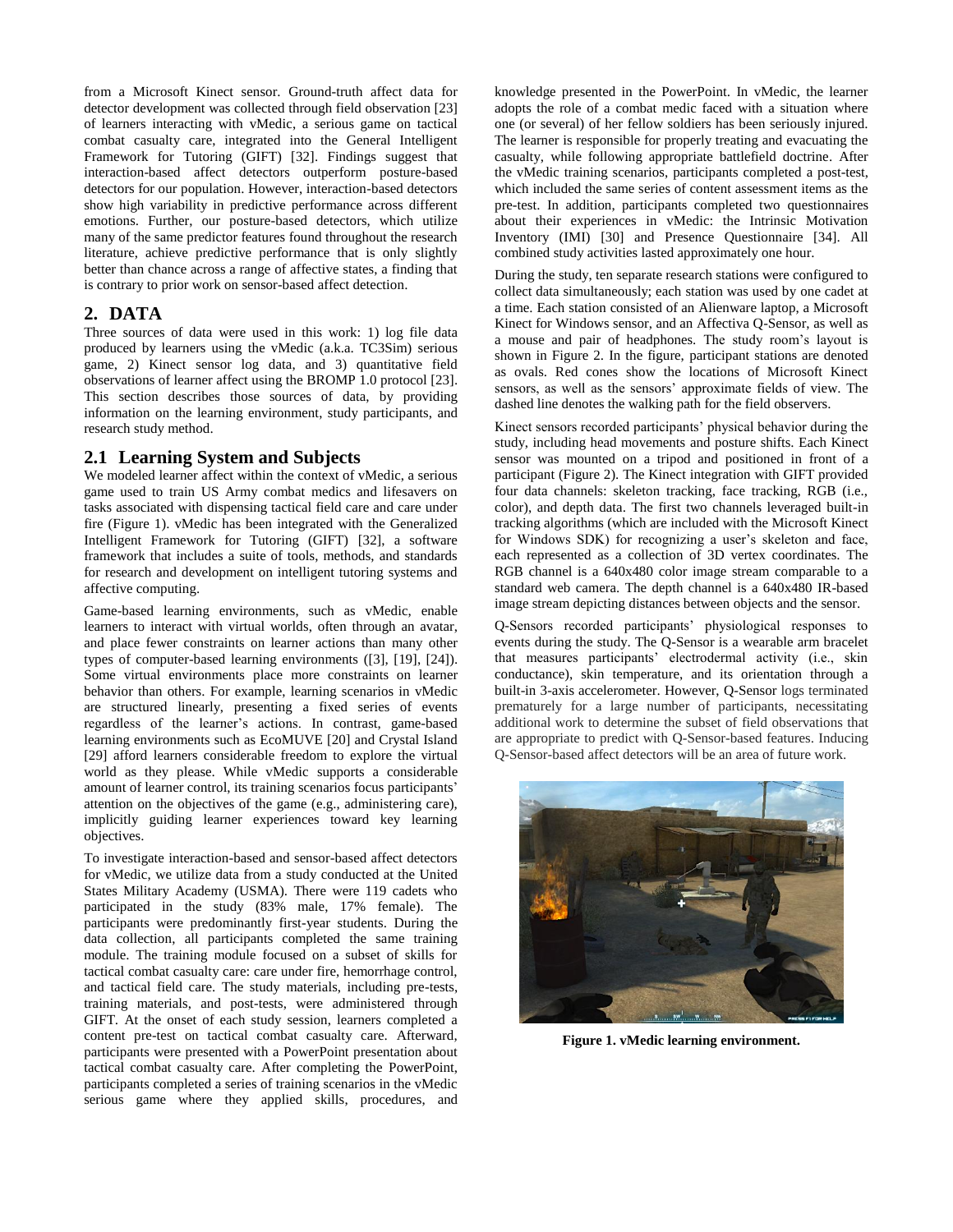from a Microsoft Kinect sensor. Ground-truth affect data for detector development was collected through field observation [23] of learners interacting with vMedic, a serious game on tactical combat casualty care, integrated into the General Intelligent Framework for Tutoring (GIFT) [32]. Findings suggest that interaction-based affect detectors outperform posture-based detectors for our population. However, interaction-based detectors show high variability in predictive performance across different emotions. Further, our posture-based detectors, which utilize many of the same predictor features found throughout the research literature, achieve predictive performance that is only slightly better than chance across a range of affective states, a finding that is contrary to prior work on sensor-based affect detection.

## 2. DATA

Three sources of data were used in this work: 1) log file data produced by learners using the vMedic (a.k.a. TC3Sim) serious game, 2) Kinect sensor log data, and 3) quantitative field observations of learner affect using the BROMP 1.0 protocol [23]. This section describes those sources of data, by providing information on the learning environment, study participants, and research study method.

### 2.1 Learning System and Subjects

We modeled learner affect within the context of vMedic, a serious game used to train US Army combat medics and lifesavers on tasks associated with dispensing tactical field care and care under fire (Figure 1). vMedic has been integrated with the Generalized Intelligent Framework for Tutoring (GIFT) [32], a software framework that includes a suite of tools, methods, and standards for research and development on intelligent tutoring systems and affective computing.

Game-based learning environments, such as vMedic, enable learners to interact with virtual worlds, often through an avatar, and place fewer constraints on learner actions than many other types of computer-based learning environments ([3], [19], [24]). Some virtual environments place more constraints on learner behavior than others. For example, learning scenarios in vMedic are structured linearly, presenting a fixed series of events regardless of the learner's actions. In contrast, game-based learning environments such as EcoMUVE [20] and Crystal Island [29] afford learners considerable freedom to explore the virtual world as they please. While vMedic supports a considerable amount of learner control, its training scenarios focus participants' attention on the objectives of the game (e.g., administering care), implicitly guiding learner experiences toward key learning objectives.

To investigate interaction-based and sensor-based affect detectors for vMedic, we utilize data from a study conducted at the United States Military Academy (USMA). There were 119 cadets who participated in the study (83% male, 17% female). The participants were predominantly first-year students. During the data collection, all participants completed the same training module. The training module focused on a subset of skills for tactical combat casualty care: care under fire, hemorrhage control, and tactical field care. The study materials, including pre-tests, training materials, and post-tests, were administered through GIFT. At the onset of each study session, learners completed a content pre-test on tactical combat casualty care. Afterward, participants were presented with a PowerPoint presentation about tactical combat casualty care. After completing the PowerPoint, participants completed a series of training scenarios in the vMedic serious game where they applied skills, procedures, and knowledge presented in the PowerPoint. In vMedic, the learner adopts the role of a combat medic faced with a situation where one (or several) of her fellow soldiers has been seriously injured. The learner is responsible for properly treating and evacuating the casualty, while following appropriate battlefield doctrine. After the vMedic training scenarios, participants completed a post-test, which included the same series of content assessment items as the pre-test. In addition, participants completed two questionnaires about their experiences in vMedic: the Intrinsic Motivation Inventory (IMI) [30] and Presence Questionnaire [34]. All combined study activities lasted approximately one hour.

During the study, ten separate research stations were configured to collect data simultaneously; each station was used by one cadet at a time. Each station consisted of an Alienware laptop, a Microsoft Kinect for Windows sensor, and an Affectiva Q-Sensor, as well as a mouse and pair of headphones. The study room's layout is shown in Figure 2. In the figure, participant stations are denoted as ovals. Red cones show the locations of Microsoft Kinect sensors, as well as the sensors' approximate fields of view. The dashed line denotes the walking path for the field observers.

Kinect sensors recorded participants' physical behavior during the study, including head movements and posture shifts. Each Kinect sensor was mounted on a tripod and positioned in front of a participant (Figure 2). The Kinect integration with GIFT provided four data channels: skeleton tracking, face tracking, RGB (i.e., color), and depth data. The first two channels leveraged built-in tracking algorithms (which are included with the Microsoft Kinect for Windows SDK) for recognizing a user's skeleton and face, each represented as a collection of 3D vertex coordinates. The RGB channel is a 640x480 color image stream comparable to a standard web camera. The depth channel is a 640x480 IR-based image stream depicting distances between objects and the sensor.

Q-Sensors recorded participants' physiological responses to events during the study. The Q-Sensor is a wearable arm bracelet that measures participants' electrodermal activity (i.e., skin conductance), skin temperature, and its orientation through a built-in 3-axis accelerometer. However, Q-Sensor logs terminated prematurely for a large number of participants, necessitating additional work to determine the subset of field observations that are appropriate to predict with Q-Sensor-based features. Inducing Q-Sensor-based affect detectors will be an area of future work.

**Figure 1. vMedic learning environment.**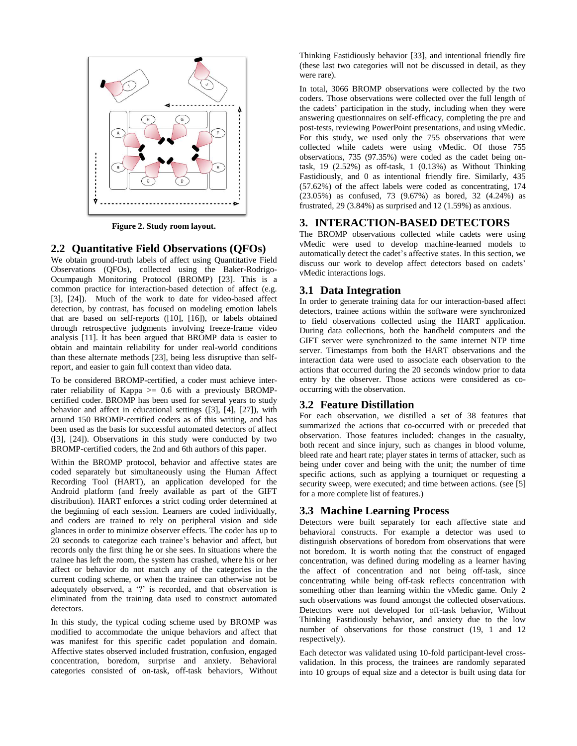Figure 2. Study room layout.

## 2.2 Quantitative Field Observations (QFOs)

We obtain ground-truth labels of affect using Quantitative Field Observations (QFOs), collected using the Baker-Rodrigo-Ocumpaugh Monitoring Protocol (BROMP) [23]. This is a common practice for interaction-based detection of affect (e.g. [3], [24]). Much of the work to date for video-based affect detection, by contrast, has focused on modeling emotion labels that are based on self-reports ([10], [16]), or labels obtained through retrospective judgments involving freeze-frame video analysis [11]. It has been argued that BROMP data is easier to obtain and maintain reliability for under real-world conditions than these alternate methods [23], being less disruptive than self-report, and easier to gain full context than video data.

To be considered BROMP-certified, a coder must achieve inter-rater reliability of Kappa >= 0.6 with a previously BROMP-certified coder. BROMP has been used for several years to study behavior and affect in educational settings ([3], [4], [27]), with around 150 BROMP-certified coders as of this writing, and has been used as the basis for successful automated detectors of affect ([3], [24]). Observations in this study were conducted by two BROMP-certified coders, the 2nd and 6th authors of this paper.

Within the BROMP protocol, behavior and affective states are coded separately but simultaneously using the Human Affect Recording Tool (HART), an application developed for the Android platform (and freely available as part of the GIFT distribution). HART enforces a strict coding order determined at the beginning of each session. Learners are coded individually, and coders are trained to rely on peripheral vision and side glances in order to minimize observer effects. The coder has up to 20 seconds to categorize each trainee's behavior and affect, but records only the first thing he or she sees. In situations where the trainee has left the room, the system has crashed, where his or her affect or behavior do not match any of the categories in the current coding scheme, or when the trainee can otherwise not be adequately observed, a '?' is recorded, and that observation is eliminated from the training data used to construct automated detectors.

In this study, the typical coding scheme used by BROMP was modified to accommodate the unique behaviors and affect that was manifest for this specific cadet population and domain. Affective states observed included frustration, confusion, engaged concentration, boredom, surprise and anxiety. Behavioral categories consisted of on-task, off-task behaviors, Without Thinking Fastidiously behavior [33], and intentional friendly fire (these last two categories will not be discussed in detail, as they were rare).

In total, 3066 BROMP observations were collected by the two coders. Those observations were collected over the full length of the cadets' participation in the study, including when they were answering questionnaires on self-efficacy, completing the pre and post-tests, reviewing PowerPoint presentations, and using vMedic. For this study, we used only the 755 observations that were collected while cadets were using vMedic. Of those 755 observations, 735 (97.35%) were coded as the cadet being on-task, 19 (2.52%) as off-task, 1 (0.13%) as Without Thinking Fastidiously, and 0 as intentional friendly fire. Similarly, 435 (57.62%) of the affect labels were coded as concentrating, 174 (23.05%) as confused, 73 (9.67%) as bored, 32 (4.24%) as frustrated, 29 (3.84%) as surprised and 12 (1.59%) as anxious.

# 3. INTERACTION-BASED DETECTORS

The BROMP observations collected while cadets were using vMedic were used to develop machine-learned models to automatically detect the cadet's affective states. In this section, we discuss our work to develop affect detectors based on cadets' vMedic interactions logs.

## 3.1 Data Integration

In order to generate training data for our interaction-based affect detectors, trainee actions within the software were synchronized to field observations collected using the HART application. During data collections, both the handheld computers and the GIFT server were synchronized to the same internet NTP time server. Timestamps from both the HART observations and the interaction data were used to associate each observation to the actions that occurred during the 20 seconds window prior to data entry by the observer. Those actions were considered as co-occurring with the observation.

## 3.2 Feature Distillation

For each observation, we distilled a set of 38 features that summarized the actions that co-occurred with or preceded that observation. Those features included: changes in the casualty, both recent and since injury, such as changes in blood volume, bleed rate and heart rate; player states in terms of attacker, such as being under cover and being with the unit; the number of time specific actions, such as applying a tourniquet or requesting a security sweep, were executed; and time between actions. (see [5] for a more complete list of features.)

## 3.3 Machine Learning Process

Detectors were built separately for each affective state and behavioral constructs. For example a detector was used to distinguish observations of boredom from observations that were not boredom. It is worth noting that the construct of engaged concentration, was defined during modeling as a learner having the affect of concentration and not being off-task, since concentrating while being off-task reflects concentration with something other than learning within the vMedic game. Only 2 such observations was found amongst the collected observations. Detectors were not developed for off-task behavior, Without Thinking Fastidiously behavior, and anxiety due to the low number of observations for those construct (19, 1 and 12 respectively).

Each detector was validated using 10-fold participant-level cross-validation. In this process, the trainees are randomly separated into 10 groups of equal size and a detector is built using data for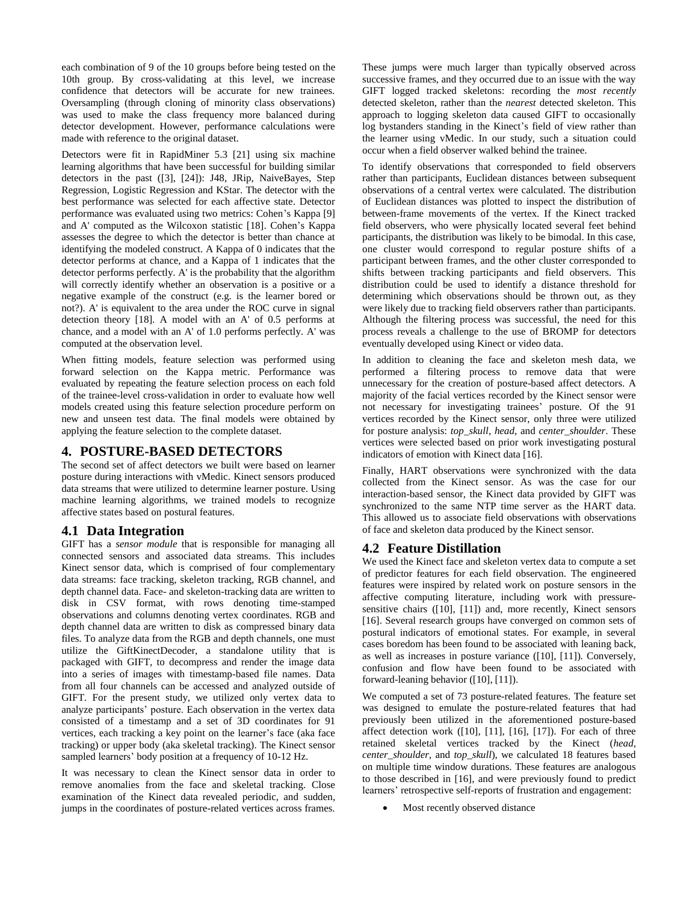each combination of 9 of the 10 groups before being tested on the 10th group. By cross-validating at this level, we increase confidence that detectors will be accurate for new trainees. Oversampling (through cloning of minority class observations) was used to make the class frequency more balanced during detector development. However, performance calculations were made with reference to the original dataset.

Detectors were fit in RapidMiner 5.3 [21] using six machine learning algorithms that have been successful for building similar detectors in the past ([3], [24]): J48, JRip, NaiveBayes, Step Regression, Logistic Regression and KStar. The detector with the best performance was selected for each affective state. Detector performance was evaluated using two metrics: Cohen's Kappa [9] and A' computed as the Wilcoxon statistic [18]. Cohen's Kappa assesses the degree to which the detector is better than chance at identifying the modeled construct. A Kappa of 0 indicates that the detector performs at chance, and a Kappa of 1 indicates that the detector performs perfectly. A' is the probability that the algorithm will correctly identify whether an observation is a positive or a negative example of the construct (e.g. is the learner bored or not?). A' is equivalent to the area under the ROC curve in signal detection theory [18]. A model with an A' of 0.5 performs at chance, and a model with an A' of 1.0 performs perfectly. A' was computed at the observation level.

When fitting models, feature selection was performed using forward selection on the Kappa metric. Performance was evaluated by repeating the feature selection process on each fold of the trainee-level cross-validation in order to evaluate how well models created using this feature selection procedure perform on new and unseen test data. The final models were obtained by applying the feature selection to the complete dataset.

# 4. POSTURE-BASED DETECTORS

The second set of affect detectors we built were based on learner posture during interactions with vMedic. Kinect sensors produced data streams that were utilized to determine learner posture. Using machine learning algorithms, we trained models to recognize affective states based on postural features.

## 4.1 Data Integration

GIFT has a *sensor module* that is responsible for managing all connected sensors and associated data streams. This includes Kinect sensor data, which is comprised of four complementary data streams: face tracking, skeleton tracking, RGB channel, and depth channel data. Face- and skeleton-tracking data are written to disk in CSV format, with rows denoting time-stamped observations and columns denoting vertex coordinates. RGB and depth channel data are written to disk as compressed binary data files. To analyze data from the RGB and depth channels, one must utilize the GiftKinectDecoder, a standalone utility that is packaged with GIFT, to decompress and render the image data into a series of images with timestamp-based file names. Data from all four channels can be accessed and analyzed outside of GIFT. For the present study, we utilized only vertex data to analyze participants' posture. Each observation in the vertex data consisted of a timestamp and a set of 3D coordinates for 91 vertices, each tracking a key point on the learner's face (aka face tracking) or upper body (aka skeletal tracking). The Kinect sensor sampled learners' body position at a frequency of 10-12 Hz.

It was necessary to clean the Kinect sensor data in order to remove anomalies from the face and skeletal tracking. Close examination of the Kinect data revealed periodic, and sudden, jumps in the coordinates of posture-related vertices across frames. These jumps were much larger than typically observed across successive frames, and they occurred due to an issue with the way GIFT logged tracked skeletons: recording the *most recently* detected skeleton, rather than the *nearest* detected skeleton. This approach to logging skeleton data caused GIFT to occasionally log bystanders standing in the Kinect's field of view rather than the learner using vMedic. In our study, such a situation could occur when a field observer walked behind the trainee.

To identify observations that corresponded to field observers rather than participants, Euclidean distances between subsequent observations of a central vertex were calculated. The distribution of Euclidean distances was plotted to inspect the distribution of between-frame movements of the vertex. If the Kinect tracked field observers, who were physically located several feet behind participants, the distribution was likely to be bimodal. In this case, one cluster would correspond to regular posture shifts of a participant between frames, and the other cluster corresponded to shifts between tracking participants and field observers. This distribution could be used to identify a distance threshold for determining which observations should be thrown out, as they were likely due to tracking field observers rather than participants. Although the filtering process was successful, the need for this process reveals a challenge to the use of BROMP for detectors eventually developed using Kinect or video data.

In addition to cleaning the face and skeleton mesh data, we performed a filtering process to remove data that were unnecessary for the creation of posture-based affect detectors. A majority of the facial vertices recorded by the Kinect sensor were not necessary for investigating trainees' posture. Of the 91 vertices recorded by the Kinect sensor, only three were utilized for posture analysis: *top_skull*, *head*, and *center_shoulder*. These vertices were selected based on prior work investigating postural indicators of emotion with Kinect data [16].

Finally, HART observations were synchronized with the data collected from the Kinect sensor. As was the case for our interaction-based sensor, the Kinect data provided by GIFT was synchronized to the same NTP time server as the HART data. This allowed us to associate field observations with observations of face and skeleton data produced by the Kinect sensor.

## 4.2 Feature Distillation

We used the Kinect face and skeleton vertex data to compute a set of predictor features for each field observation. The engineered features were inspired by related work on posture sensors in the affective computing literature, including work with pressure-sensitive chairs ([10], [11]) and, more recently, Kinect sensors [16]. Several research groups have converged on common sets of postural indicators of emotional states. For example, in several cases boredom has been found to be associated with leaning back, as well as increases in posture variance ([10], [11]). Conversely, confusion and flow have been found to be associated with forward-leaning behavior ([10], [11]).

We computed a set of 73 posture-related features. The feature set was designed to emulate the posture-related features that had previously been utilized in the aforementioned posture-based affect detection work ([10], [11], [16], [17]). For each of three retained skeletal vertices tracked by the Kinect (*head*, *center_shoulder*, and *top_skull*), we calculated 18 features based on multiple time window durations. These features are analogous to those described in [16], and were previously found to predict learners' retrospective self-reports of frustration and engagement:

- Most recently observed distance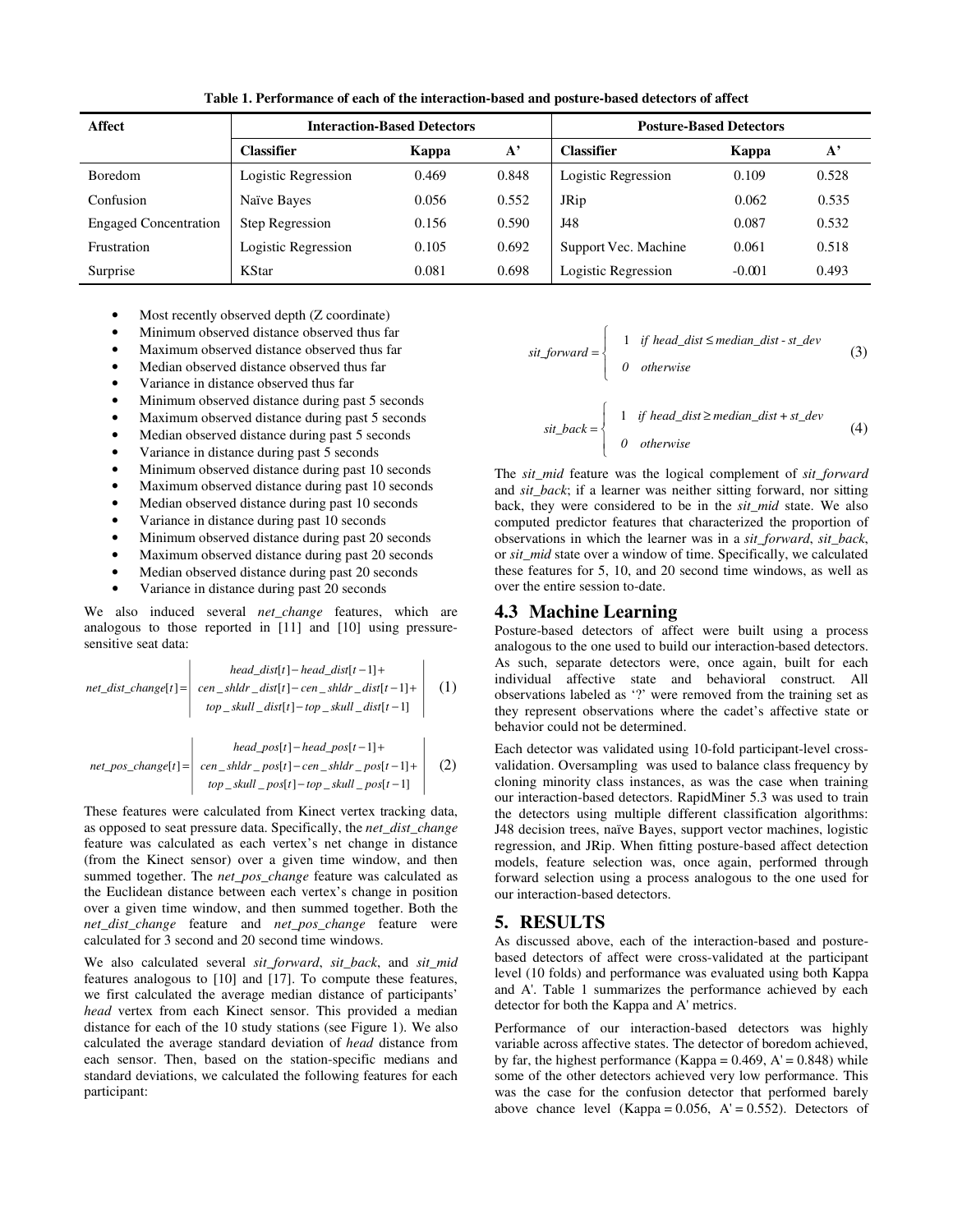**Table 1. Performance of each of the interaction-based and posture-based detectors of affect**

| Affect | Interaction-Based Detectors | | | Posture-Based Detectors | | |
|---|---|---|---|---|---|---|
| | **Classifier** | **Kappa** | **A'** | **Classifier** | **Kappa** | **A'** |
| Boredom | Logistic Regression | 0.469 | 0.848 | Logistic Regression | 0.109 | 0.528 |
| Confusion | Naïve Bayes | 0.056 | 0.552 | JRip | 0.062 | 0.535 |
| Engaged Concentration | Step Regression | 0.156 | 0.590 | J48 | 0.087 | 0.532 |
| Frustration | Logistic Regression | 0.105 | 0.692 | Support Vec. Machine | 0.061 | 0.518 |
| Surprise | KStar | 0.081 | 0.698 | Logistic Regression | -0.001 | 0.493 |

- Most recently observed depth (Z coordinate)
- Minimum observed distance observed thus far
- Maximum observed distance observed thus far
- Median observed distance observed thus far
- Variance in distance observed thus far
- Minimum observed distance during past 5 seconds
- Maximum observed distance during past 5 seconds
- Median observed distance during past 5 seconds
- Variance in distance during past 5 seconds
- Minimum observed distance during past 10 seconds
- Maximum observed distance during past 10 seconds
- Median observed distance during past 10 seconds
- Variance in distance during past 10 seconds
- Minimum observed distance during past 20 seconds
- Maximum observed distance during past 20 seconds
- Median observed distance during past 20 seconds
- Variance in distance during past 20 seconds

We also induced several *net_change* features, which are analogous to those reported in [11] and [10] using pressure-sensitive seat data:

$$net\_dist\_change[t] = \left| \begin{array}{c} head\_dist[t] - head\_dist[t-1] + \\ cen\_shldr\_dist[t] - cen\_shldr\_dist[t-1] + \\ top\_skull\_dist[t] - top\_skull\_dist[t-1] \end{array} \right| \quad (1)$$

$$net\_pos\_change[t] = \left| \begin{array}{c} head\_pos[t] - head\_pos[t-1] + \\ cen\_shldr\_pos[t] - cen\_shldr\_pos[t-1] + \\ top\_skull\_pos[t] - top\_skull\_pos[t-1] \end{array} \right| \quad (2)$$

These features were calculated from Kinect vertex tracking data, as opposed to seat pressure data. Specifically, the *net_dist_change* feature was calculated as each vertex's net change in distance (from the Kinect sensor) over a given time window, and then summed together. The *net_pos_change* feature was calculated as the Euclidean distance between each vertex's change in position over a given time window, and then summed together. Both the *net_dist_change* feature and *net_pos_change* feature were calculated for 3 second and 20 second time windows.

We also calculated several *sit_forward*, *sit_back*, and *sit_mid* features analogous to [10] and [17]. To compute these features, we first calculated the average median distance of participants' *head* vertex from each Kinect sensor. This provided a median distance for each of the 10 study stations (see Figure 1). We also calculated the average standard deviation of *head* distance from each sensor. Then, based on the station-specific medians and standard deviations, we calculated the following features for each participant:

$$sit\_forward = \begin{cases} 1 & if\ head\_dist \leq median\_dist - st\_dev \\ 0 & otherwise \end{cases} \quad (3)$$

$$sit\_back = \begin{cases} 1 & if\ head\_dist \geq median\_dist + st\_dev \\ 0 & otherwise \end{cases} \quad (4)$$

The *sit_mid* feature was the logical complement of *sit_forward* and *sit_back*; if a learner was neither sitting forward, nor sitting back, they were considered to be in the *sit_mid* state. We also computed predictor features that characterized the proportion of observations in which the learner was in a *sit_forward*, *sit_back*, or *sit_mid* state over a window of time. Specifically, we calculated these features for 5, 10, and 20 second time windows, as well as over the entire session to-date.

## 4.3 Machine Learning

Posture-based detectors of affect were built using a process analogous to the one used to build our interaction-based detectors. As such, separate detectors were, once again, built for each individual affective state and behavioral construct. All observations labeled as '?' were removed from the training set as they represent observations where the cadet's affective state or behavior could not be determined.

Each detector was validated using 10-fold participant-level cross-validation. Oversampling was used to balance class frequency by cloning minority class instances, as was the case when training our interaction-based detectors. RapidMiner 5.3 was used to train the detectors using multiple different classification algorithms: J48 decision trees, naïve Bayes, support vector machines, logistic regression, and JRip. When fitting posture-based affect detection models, feature selection was, once again, performed through forward selection using a process analogous to the one used for our interaction-based detectors.

# 5. RESULTS

As discussed above, each of the interaction-based and posture-based detectors of affect were cross-validated at the participant level (10 folds) and performance was evaluated using both Kappa and A'. Table 1 summarizes the performance achieved by each detector for both the Kappa and A' metrics.

Performance of our interaction-based detectors was highly variable across affective states. The detector of boredom achieved, by far, the highest performance (Kappa = 0.469, A' = 0.848) while some of the other detectors achieved very low performance. This was the case for the confusion detector that performed barely above chance level (Kappa = 0.056, A' = 0.552). Detectors of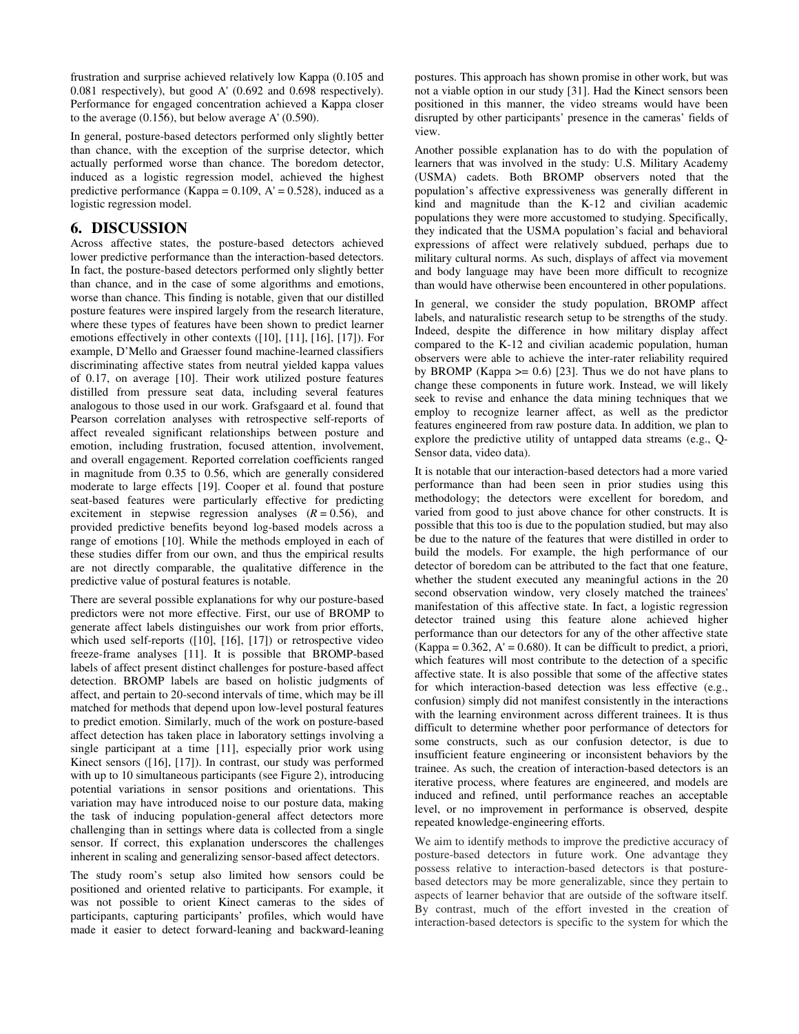frustration and surprise achieved relatively low Kappa (0.105 and 0.081 respectively), but good A' (0.692 and 0.698 respectively). Performance for engaged concentration achieved a Kappa closer to the average (0.156), but below average A' (0.590).

In general, posture-based detectors performed only slightly better than chance, with the exception of the surprise detector, which actually performed worse than chance. The boredom detector, induced as a logistic regression model, achieved the highest predictive performance (Kappa = 0.109, A' = 0.528), induced as a logistic regression model.

## 6. DISCUSSION

Across affective states, the posture-based detectors achieved lower predictive performance than the interaction-based detectors. In fact, the posture-based detectors performed only slightly better than chance, and in the case of some algorithms and emotions, worse than chance. This finding is notable, given that our distilled posture features were inspired largely from the research literature, where these types of features have been shown to predict learner emotions effectively in other contexts ([10], [11], [16], [17]). For example, D'Mello and Graesser found machine-learned classifiers discriminating affective states from neutral yielded kappa values of 0.17, on average [10]. Their work utilized posture features distilled from pressure seat data, including several features analogous to those used in our work. Grafsgaard et al. found that Pearson correlation analyses with retrospective self-reports of affect revealed significant relationships between posture and emotion, including frustration, focused attention, involvement, and overall engagement. Reported correlation coefficients ranged in magnitude from 0.35 to 0.56, which are generally considered moderate to large effects [19]. Cooper et al. found that posture seat-based features were particularly effective for predicting excitement in stepwise regression analyses ($R = 0.56$), and provided predictive benefits beyond log-based models across a range of emotions [10]. While the methods employed in each of these studies differ from our own, and thus the empirical results are not directly comparable, the qualitative difference in the predictive value of postural features is notable.

There are several possible explanations for why our posture-based predictors were not more effective. First, our use of BROMP to generate affect labels distinguishes our work from prior efforts, which used self-reports ([10], [16], [17]) or retrospective video freeze-frame analyses [11]. It is possible that BROMP-based labels of affect present distinct challenges for posture-based affect detection. BROMP labels are based on holistic judgments of affect, and pertain to 20-second intervals of time, which may be ill matched for methods that depend upon low-level postural features to predict emotion. Similarly, much of the work on posture-based affect detection has taken place in laboratory settings involving a single participant at a time [11], especially prior work using Kinect sensors ([16], [17]). In contrast, our study was performed with up to 10 simultaneous participants (see Figure 2), introducing potential variations in sensor positions and orientations. This variation may have introduced noise to our posture data, making the task of inducing population-general affect detectors more challenging than in settings where data is collected from a single sensor. If correct, this explanation underscores the challenges inherent in scaling and generalizing sensor-based affect detectors.

The study room's setup also limited how sensors could be positioned and oriented relative to participants. For example, it was not possible to orient Kinect cameras to the sides of participants, capturing participants' profiles, which would have made it easier to detect forward-leaning and backward-leaning postures. This approach has shown promise in other work, but was not a viable option in our study [31]. Had the Kinect sensors been positioned in this manner, the video streams would have been disrupted by other participants' presence in the cameras' fields of view.

Another possible explanation has to do with the population of learners that was involved in the study: U.S. Military Academy (USMA) cadets. Both BROMP observers noted that the population's affective expressiveness was generally different in kind and magnitude than the K-12 and civilian academic populations they were more accustomed to studying. Specifically, they indicated that the USMA population's facial and behavioral expressions of affect were relatively subdued, perhaps due to military cultural norms. As such, displays of affect via movement and body language may have been more difficult to recognize than would have otherwise been encountered in other populations.

In general, we consider the study population, BROMP affect labels, and naturalistic research setup to be strengths of the study. Indeed, despite the difference in how military display affect compared to the K-12 and civilian academic population, human observers were able to achieve the inter-rater reliability required by BROMP (Kappa >= 0.6) [23]. Thus we do not have plans to change these components in future work. Instead, we will likely seek to revise and enhance the data mining techniques that we employ to recognize learner affect, as well as the predictor features engineered from raw posture data. In addition, we plan to explore the predictive utility of untapped data streams (e.g., Q-Sensor data, video data).

It is notable that our interaction-based detectors had a more varied performance than had been seen in prior studies using this methodology; the detectors were excellent for boredom, and varied from good to just above chance for other constructs. It is possible that this too is due to the population studied, but may also be due to the nature of the features that were distilled in order to build the models. For example, the high performance of our detector of boredom can be attributed to the fact that one feature, whether the student executed any meaningful actions in the 20 second observation window, very closely matched the trainees' manifestation of this affective state. In fact, a logistic regression detector trained using this feature alone achieved higher performance than our detectors for any of the other affective state (Kappa = 0.362, A' = 0.680). It can be difficult to predict, a priori, which features will most contribute to the detection of a specific affective state. It is also possible that some of the affective states for which interaction-based detection was less effective (e.g., confusion) simply did not manifest consistently in the interactions with the learning environment across different trainees. It is thus difficult to determine whether poor performance of detectors for some constructs, such as our confusion detector, is due to insufficient feature engineering or inconsistent behaviors by the trainee. As such, the creation of interaction-based detectors is an iterative process, where features are engineered, and models are induced and refined, until performance reaches an acceptable level, or no improvement in performance is observed, despite repeated knowledge-engineering efforts.

We aim to identify methods to improve the predictive accuracy of posture-based detectors in future work. One advantage they possess relative to interaction-based detectors is that posture-based detectors may be more generalizable, since they pertain to aspects of learner behavior that are outside of the software itself. By contrast, much of the effort invested in the creation of interaction-based detectors is specific to the system for which the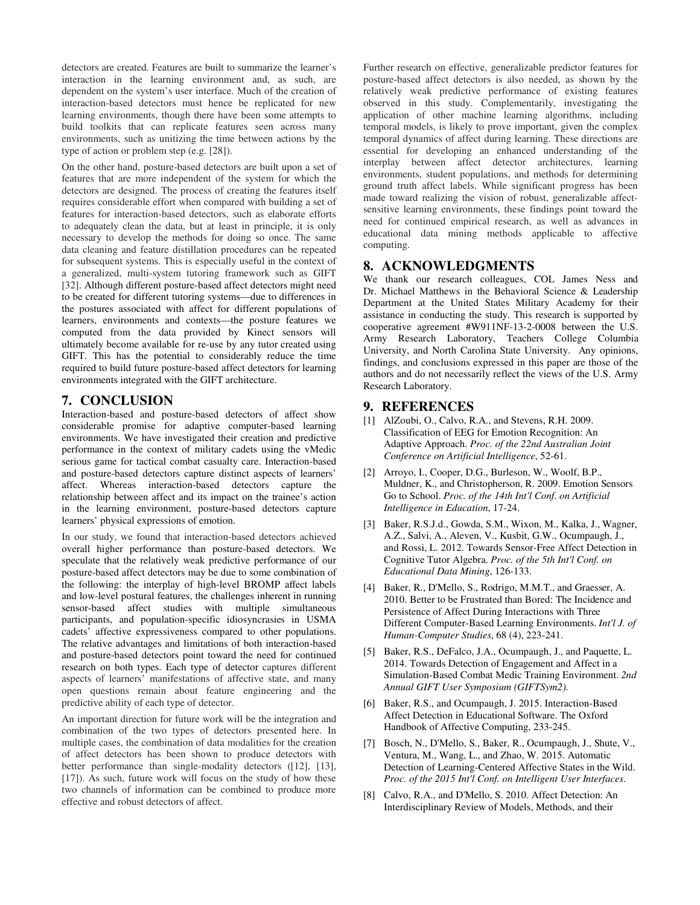detectors are created. Features are built to summarize the learner's interaction in the learning environment and, as such, are dependent on the system's user interface. Much of the creation of interaction-based detectors must hence be replicated for new learning environments, though there have been some attempts to build toolkits that can replicate features seen across many environments, such as unitizing the time between actions by the type of action or problem step (e.g. [28]).

On the other hand, posture-based detectors are built upon a set of features that are more independent of the system for which the detectors are designed. The process of creating the features itself requires considerable effort when compared with building a set of features for interaction-based detectors, such as elaborate efforts to adequately clean the data, but at least in principle, it is only necessary to develop the methods for doing so once. The same data cleaning and feature distillation procedures can be repeated for subsequent systems. This is especially useful in the context of a generalized, multi-system tutoring framework such as GIFT [32]. Although different posture-based affect detectors might need to be created for different tutoring systems—due to differences in the postures associated with affect for different populations of learners, environments and contexts—the posture features we computed from the data provided by Kinect sensors will ultimately become available for re-use by any tutor created using GIFT. This has the potential to considerably reduce the time required to build future posture-based affect detectors for learning environments integrated with the GIFT architecture.

## 7. CONCLUSION

Interaction-based and posture-based detectors of affect show considerable promise for adaptive computer-based learning environments. We have investigated their creation and predictive performance in the context of military cadets using the vMedic serious game for tactical combat casualty care. Interaction-based and posture-based detectors capture distinct aspects of learners' affect. Whereas interaction-based detectors capture the relationship between affect and its impact on the trainee's action in the learning environment, posture-based detectors capture learners' physical expressions of emotion.

In our study, we found that interaction-based detectors achieved overall higher performance than posture-based detectors. We speculate that the relatively weak predictive performance of our posture-based affect detectors may be due to some combination of the following: the interplay of high-level BROMP affect labels and low-level postural features, the challenges inherent in running sensor-based affect studies with multiple simultaneous participants, and population-specific idiosyncrasies in USMA cadets' affective expressiveness compared to other populations. The relative advantages and limitations of both interaction-based and posture-based detectors point toward the need for continued research on both types. Each type of detector captures different aspects of learners' manifestations of affective state, and many open questions remain about feature engineering and the predictive ability of each type of detector.

An important direction for future work will be the integration and combination of the two types of detectors presented here. In multiple cases, the combination of data modalities for the creation of affect detectors has been shown to produce detectors with better performance than single-modality detectors ([12], [13], [17]). As such, future work will focus on the study of how these two channels of information can be combined to produce more effective and robust detectors of affect.

Further research on effective, generalizable predictor features for posture-based affect detectors is also needed, as shown by the relatively weak predictive performance of existing features observed in this study. Complementarily, investigating the application of other machine learning algorithms, including temporal models, is likely to prove important, given the complex temporal dynamics of affect during learning. These directions are essential for developing an enhanced understanding of the interplay between affect detector architectures, learning environments, student populations, and methods for determining ground truth affect labels. While significant progress has been made toward realizing the vision of robust, generalizable affect-sensitive learning environments, these findings point toward the need for continued empirical research, as well as advances in educational data mining methods applicable to affective computing.

## 8. ACKNOWLEDGMENTS

We thank our research colleagues, COL James Ness and Dr. Michael Matthews in the Behavioral Science & Leadership Department at the United States Military Academy for their assistance in conducting the study. This research is supported by cooperative agreement #W911NF-13-2-0008 between the U.S. Army Research Laboratory, Teachers College Columbia University, and North Carolina State University. Any opinions, findings, and conclusions expressed in this paper are those of the authors and do not necessarily reflect the views of the U.S. Army Research Laboratory.

## 9. REFERENCES

[1] AlZoubi, O., Calvo, R.A., and Stevens, R.H. 2009. Classification of EEG for Emotion Recognition: An Adaptive Approach. *Proc. of the 22nd Australian Joint Conference on Artificial Intelligence*, 52-61.

[2] Arroyo, I., Cooper, D.G., Burleson, W., Woolf, B.P., Muldner, K., and Christopherson, R. 2009. Emotion Sensors Go to School. *Proc. of the 14th Int'l Conf. on Artificial Intelligence in Education*, 17-24.

[3] Baker, R.S.J.d., Gowda, S.M., Wixon, M., Kalka, J., Wagner, A.Z., Salvi, A., Aleven, V., Kusbit, G.W., Ocumpaugh, J., and Rossi, L. 2012. Towards Sensor-Free Affect Detection in Cognitive Tutor Algebra. *Proc. of the 5th Int'l Conf. on Educational Data Mining*, 126-133.

[4] Baker, R., D'Mello, S., Rodrigo, M.M.T., and Graesser, A. 2010. Better to be Frustrated than Bored: The Incidence and Persistence of Affect During Interactions with Three Different Computer-Based Learning Environments. *Int'l J. of Human-Computer Studies*, 68 (4), 223-241.

[5] Baker, R.S., DeFalco, J.A., Ocumpaugh, J., and Paquette, L. 2014. Towards Detection of Engagement and Affect in a Simulation-Based Combat Medic Training Environment. *2nd Annual GIFT User Symposium (GIFTSym2).*

[6] Baker, R.S., and Ocumpaugh, J. 2015. Interaction-Based Affect Detection in Educational Software. The Oxford Handbook of Affective Computing, 233-245.

[7] Bosch, N., D'Mello, S., Baker, R., Ocumpaugh, J., Shute, V., Ventura, M., Wang, L., and Zhao, W. 2015. Automatic Detection of Learning-Centered Affective States in the Wild. *Proc. of the 2015 Int'l Conf. on Intelligent User Interfaces.*

[8] Calvo, R.A., and D'Mello, S. 2010. Affect Detection: An Interdisciplinary Review of Models, Methods, and their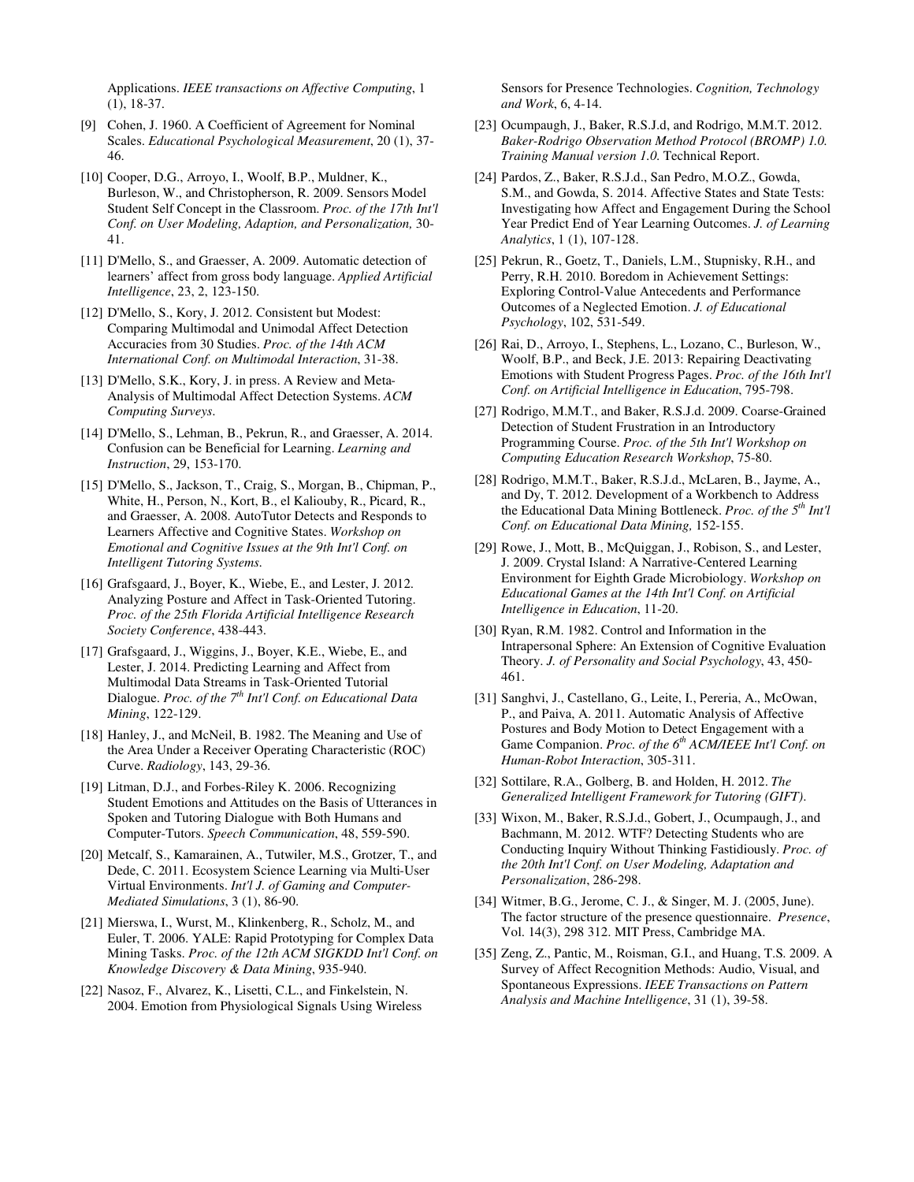Applications. *IEEE transactions on Affective Computing*, 1 (1), 18-37.

[9] Cohen, J. 1960. A Coefficient of Agreement for Nominal Scales. *Educational Psychological Measurement*, 20 (1), 37-46.

[10] Cooper, D.G., Arroyo, I., Woolf, B.P., Muldner, K., Burleson, W., and Christopherson, R. 2009. Sensors Model Student Self Concept in the Classroom. *Proc. of the 17th Int'l Conf. on User Modeling, Adaption, and Personalization,* 30-41.

[11] D'Mello, S., and Graesser, A. 2009. Automatic detection of learners' affect from gross body language. *Applied Artificial Intelligence*, 23, 2, 123-150.

[12] D'Mello, S., Kory, J. 2012. Consistent but Modest: Comparing Multimodal and Unimodal Affect Detection Accuracies from 30 Studies. *Proc. of the 14th ACM International Conf. on Multimodal Interaction*, 31-38.

[13] D'Mello, S.K., Kory, J. in press. A Review and Meta-Analysis of Multimodal Affect Detection Systems. *ACM Computing Surveys*.

[14] D'Mello, S., Lehman, B., Pekrun, R., and Graesser, A. 2014. Confusion can be Beneficial for Learning. *Learning and Instruction*, 29, 153-170.

[15] D'Mello, S., Jackson, T., Craig, S., Morgan, B., Chipman, P., White, H., Person, N., Kort, B., el Kaliouby, R., Picard, R., and Graesser, A. 2008. AutoTutor Detects and Responds to Learners Affective and Cognitive States. *Workshop on Emotional and Cognitive Issues at the 9th Int'l Conf. on Intelligent Tutoring Systems.*

[16] Grafsgaard, J., Boyer, K., Wiebe, E., and Lester, J. 2012. Analyzing Posture and Affect in Task-Oriented Tutoring. *Proc. of the 25th Florida Artificial Intelligence Research Society Conference*, 438-443.

[17] Grafsgaard, J., Wiggins, J., Boyer, K.E., Wiebe, E., and Lester, J. 2014. Predicting Learning and Affect from Multimodal Data Streams in Task-Oriented Tutorial Dialogue. *Proc. of the 7th Int'l Conf. on Educational Data Mining*, 122-129.

[18] Hanley, J., and McNeil, B. 1982. The Meaning and Use of the Area Under a Receiver Operating Characteristic (ROC) Curve. *Radiology*, 143, 29-36.

[19] Litman, D.J., and Forbes-Riley K. 2006. Recognizing Student Emotions and Attitudes on the Basis of Utterances in Spoken and Tutoring Dialogue with Both Humans and Computer-Tutors. *Speech Communication*, 48, 559-590.

[20] Metcalf, S., Kamarainen, A., Tutwiler, M.S., Grotzer, T., and Dede, C. 2011. Ecosystem Science Learning via Multi-User Virtual Environments. *Int'l J. of Gaming and Computer-Mediated Simulations*, 3 (1), 86-90.

[21] Mierswa, I., Wurst, M., Klinkenberg, R., Scholz, M., and Euler, T. 2006. YALE: Rapid Prototyping for Complex Data Mining Tasks. *Proc. of the 12th ACM SIGKDD Int'l Conf. on Knowledge Discovery & Data Mining*, 935-940.

[22] Nasoz, F., Alvarez, K., Lisetti, C.L., and Finkelstein, N. 2004. Emotion from Physiological Signals Using Wireless Sensors for Presence Technologies. *Cognition, Technology and Work*, 6, 4-14.

[23] Ocumpaugh, J., Baker, R.S.J.d, and Rodrigo, M.M.T. 2012. *Baker-Rodrigo Observation Method Protocol (BROMP) 1.0. Training Manual version 1.0.* Technical Report.

[24] Pardos, Z., Baker, R.S.J.d., San Pedro, M.O.Z., Gowda, S.M., and Gowda, S. 2014. Affective States and State Tests: Investigating how Affect and Engagement During the School Year Predict End of Year Learning Outcomes. *J. of Learning Analytics*, 1 (1), 107-128.

[25] Pekrun, R., Goetz, T., Daniels, L.M., Stupnisky, R.H., and Perry, R.H. 2010. Boredom in Achievement Settings: Exploring Control-Value Antecedents and Performance Outcomes of a Neglected Emotion. *J. of Educational Psychology*, 102, 531-549.

[26] Rai, D., Arroyo, I., Stephens, L., Lozano, C., Burleson, W., Woolf, B.P., and Beck, J.E. 2013: Repairing Deactivating Emotions with Student Progress Pages. *Proc. of the 16th Int'l Conf. on Artificial Intelligence in Education*, 795-798.

[27] Rodrigo, M.M.T., and Baker, R.S.J.d. 2009. Coarse-Grained Detection of Student Frustration in an Introductory Programming Course. *Proc. of the 5th Int'l Workshop on Computing Education Research Workshop*, 75-80.

[28] Rodrigo, M.M.T., Baker, R.S.J.d., McLaren, B., Jayme, A., and Dy, T. 2012. Development of a Workbench to Address the Educational Data Mining Bottleneck. *Proc. of the 5th Int'l Conf. on Educational Data Mining,* 152-155.

[29] Rowe, J., Mott, B., McQuiggan, J., Robison, S., and Lester, J. 2009. Crystal Island: A Narrative-Centered Learning Environment for Eighth Grade Microbiology. *Workshop on Educational Games at the 14th Int'l Conf. on Artificial Intelligence in Education*, 11-20.

[30] Ryan, R.M. 1982. Control and Information in the Intrapersonal Sphere: An Extension of Cognitive Evaluation Theory. *J. of Personality and Social Psychology*, 43, 450-461.

[31] Sanghvi, J., Castellano, G., Leite, I., Pereria, A., McOwan, P., and Paiva, A. 2011. Automatic Analysis of Affective Postures and Body Motion to Detect Engagement with a Game Companion. *Proc. of the 6th ACM/IEEE Int'l Conf. on Human-Robot Interaction*, 305-311.

[32] Sottilare, R.A., Golberg, B. and Holden, H. 2012. *The Generalized Intelligent Framework for Tutoring (GIFT).*

[33] Wixon, M., Baker, R.S.J.d., Gobert, J., Ocumpaugh, J., and Bachmann, M. 2012. WTF? Detecting Students who are Conducting Inquiry Without Thinking Fastidiously. *Proc. of the 20th Int'l Conf. on User Modeling, Adaptation and Personalization*, 286-298.

[34] Witmer, B.G., Jerome, C. J., & Singer, M. J. (2005, June). The factor structure of the presence questionnaire. *Presence*, Vol. 14(3), 298 312. MIT Press, Cambridge MA.

[35] Zeng, Z., Pantic, M., Roisman, G.I., and Huang, T.S. 2009. A Survey of Affect Recognition Methods: Audio, Visual, and Spontaneous Expressions. *IEEE Transactions on Pattern Analysis and Machine Intelligence*, 31 (1), 39-58.